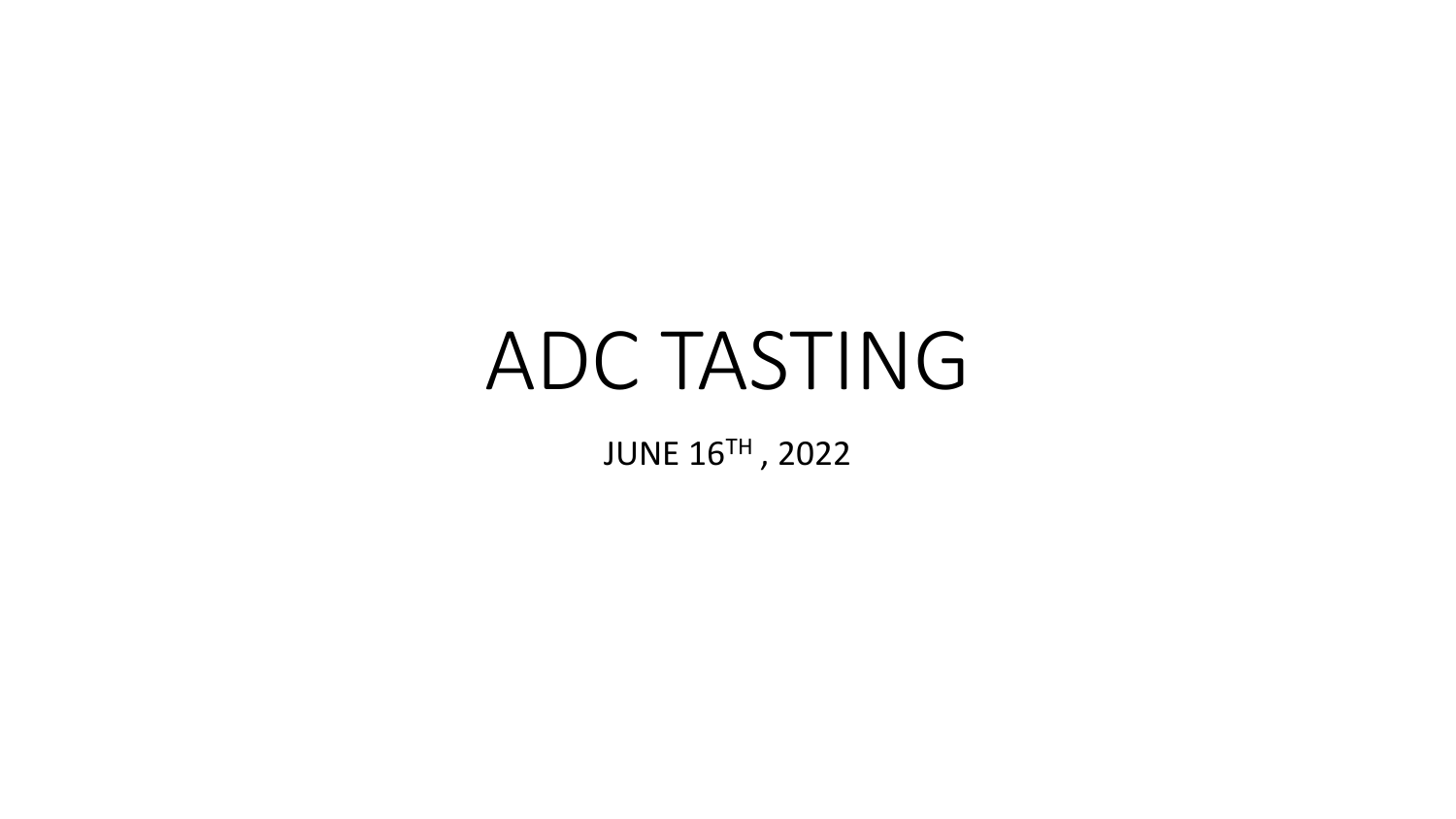# ADC TASTING

JUNE 16TH , 2022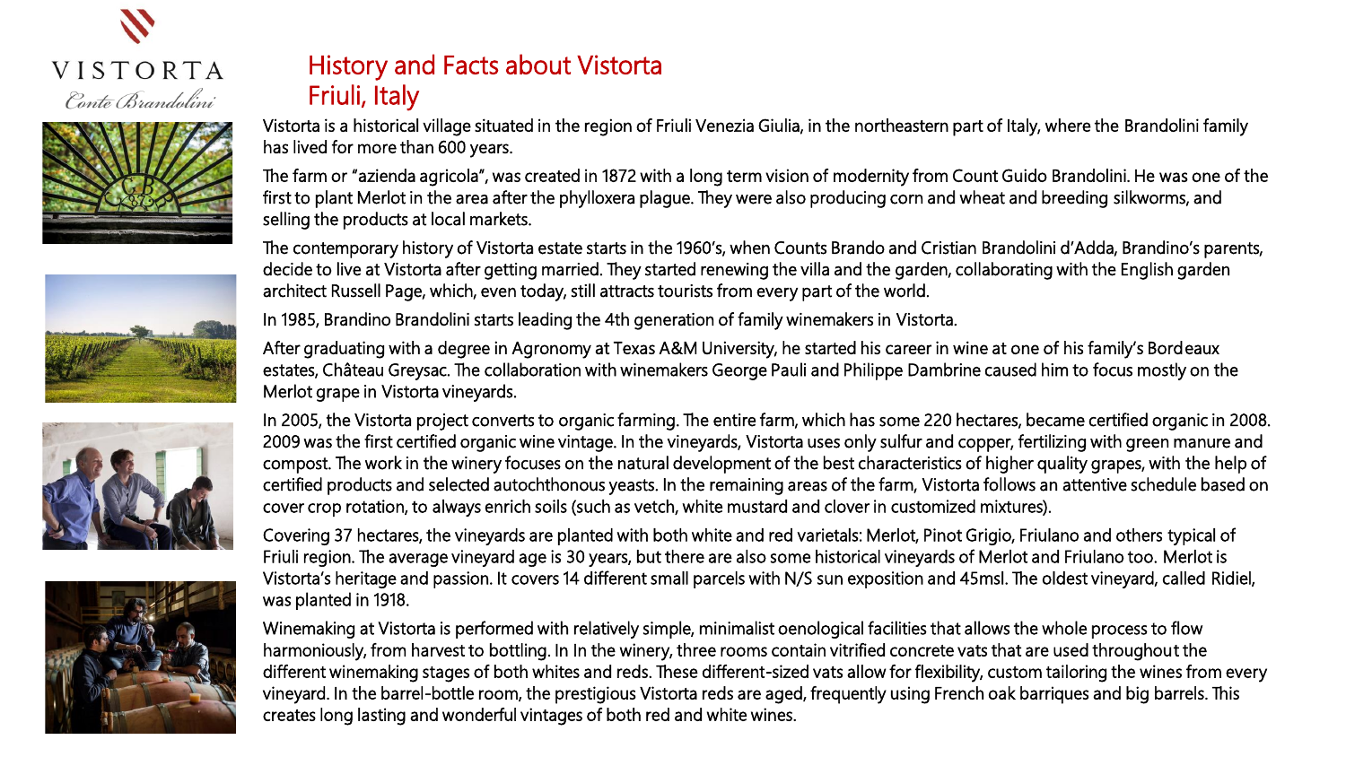# History and Facts about Vistorta
## Friuli, Italy

Vistorta is a historical village situated in the region of Friuli Venezia Giulia, in the northeastern part of Italy, where the Brandolini family has lived for more than 600 years.

The farm or "azienda agricola", was created in 1872 with a long term vision of modernity from Count Guido Brandolini. He was one of the first to plant Merlot in the area after the phylloxera plague. They were also producing corn and wheat and breeding silkworms, and selling the products at local markets.

The contemporary history of Vistorta estate starts in the 1960's, when Counts Brando and Cristian Brandolini d'Adda, Brandino's parents, decide to live at Vistorta after getting married. They started renewing the villa and the garden, collaborating with the English garden architect Russell Page, which, even today, still attracts tourists from every part of the world.

In 1985, Brandino Brandolini starts leading the 4th generation of family winemakers in Vistorta.

After graduating with a degree in Agronomy at Texas A&M University, he started his career in wine at one of his family's Bordeaux estates, Château Greysac. The collaboration with winemakers George Pauli and Philippe Dambrine caused him to focus mostly on the Merlot grape in Vistorta vineyards.

In 2005, the Vistorta project converts to organic farming. The entire farm, which has some 220 hectares, became certified organic in 2008. 2009 was the first certified organic wine vintage. In the vineyards, Vistorta uses only sulfur and copper, fertilizing with green manure and compost. The work in the winery focuses on the natural development of the best characteristics of higher quality grapes, with the help of certified products and selected autochthonous yeasts. In the remaining areas of the farm, Vistorta follows an attentive schedule based on cover crop rotation, to always enrich soils (such as vetch, white mustard and clover in customized mixtures).

Covering 37 hectares, the vineyards are planted with both white and red varietals: Merlot, Pinot Grigio, Friulano and others typical of Friuli region. The average vineyard age is 30 years, but there are also some historical vineyards of Merlot and Friulano too. Merlot is Vistorta's heritage and passion. It covers 14 different small parcels with N/S sun exposition and 45msl. The oldest vineyard, called Ridiel, was planted in 1918.

Winemaking at Vistorta is performed with relatively simple, minimalist oenological facilities that allows the whole process to flow harmoniously, from harvest to bottling. In In the winery, three rooms contain vitrified concrete vats that are used throughout the different winemaking stages of both whites and reds. These different-sized vats allow for flexibility, custom tailoring the wines from every vineyard. In the barrel-bottle room, the prestigious Vistorta reds are aged, frequently using French oak barriques and big barrels. This creates long lasting and wonderful vintages of both red and white wines.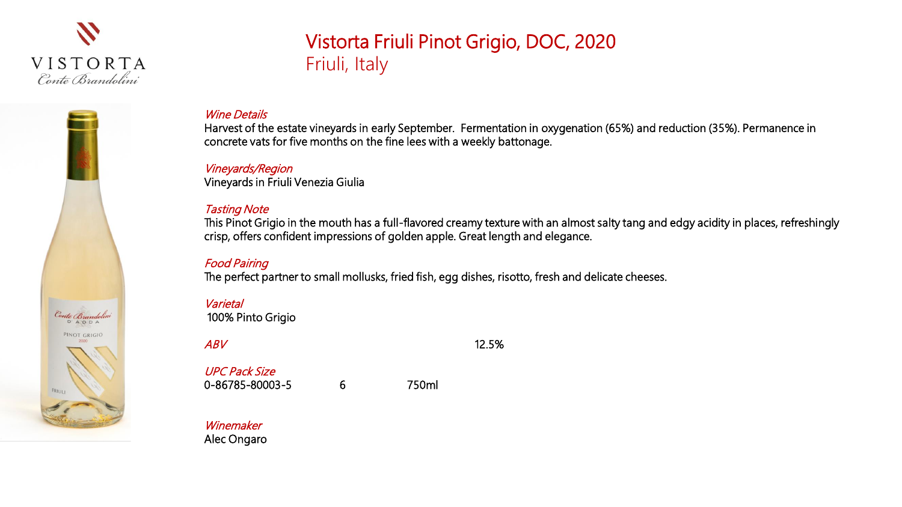VISTORTA
Conte Brandolini

# Vistorta Friuli Pinot Grigio, DOC, 2020

## Friuli, Italy

*Wine Details*
Harvest of the estate vineyards in early September. Fermentation in oxygenation (65%) and reduction (35%). Permanence in concrete vats for five months on the fine lees with a weekly battonage.

*Vineyards/Region*
Vineyards in Friuli Venezia Giulia

*Tasting Note*
This Pinot Grigio in the mouth has a full-flavored creamy texture with an almost salty tang and edgy acidity in places, refreshingly crisp, offers confident impressions of golden apple. Great length and elegance.

*Food Pairing*
The perfect partner to small mollusks, fried fish, egg dishes, risotto, fresh and delicate cheeses.

*Varietal*
100% Pinto Grigio

*ABV* 12.5%

*UPC Pack Size*
0-86785-80003-5 6 750ml

*Winemaker*
Alec Ongaro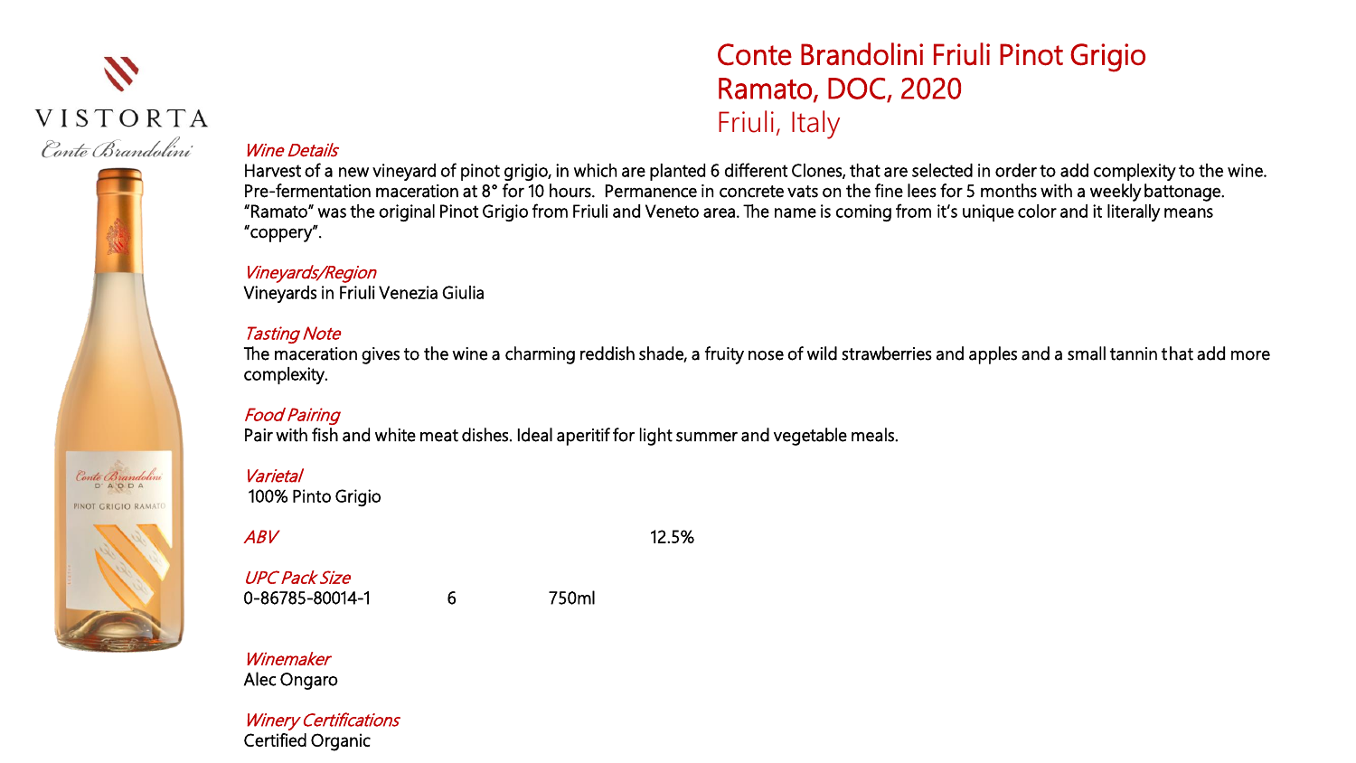VISTORTA

Conte Brandolini

# Conte Brandolini Friuli Pinot Grigio Ramato, DOC, 2020

## Friuli, Italy

*Wine Details*

Harvest of a new vineyard of pinot grigio, in which are planted 6 different Clones, that are selected in order to add complexity to the wine. Pre-fermentation maceration at 8° for 10 hours. Permanence in concrete vats on the fine lees for 5 months with a weekly battonage. "Ramato" was the original Pinot Grigio from Friuli and Veneto area. The name is coming from it's unique color and it literally means "coppery".

*Vineyards/Region*

Vineyards in Friuli Venezia Giulia

*Tasting Note*

The maceration gives to the wine a charming reddish shade, a fruity nose of wild strawberries and apples and a small tannin that add more complexity.

*Food Pairing*

Pair with fish and white meat dishes. Ideal aperitif for light summer and vegetable meals.

*Varietal*

100% Pinto Grigio

*ABV* 12.5%

*UPC Pack Size*

0-86785-80014-1 6 750ml

*Winemaker*

Alec Ongaro

*Winery Certifications*

Certified Organic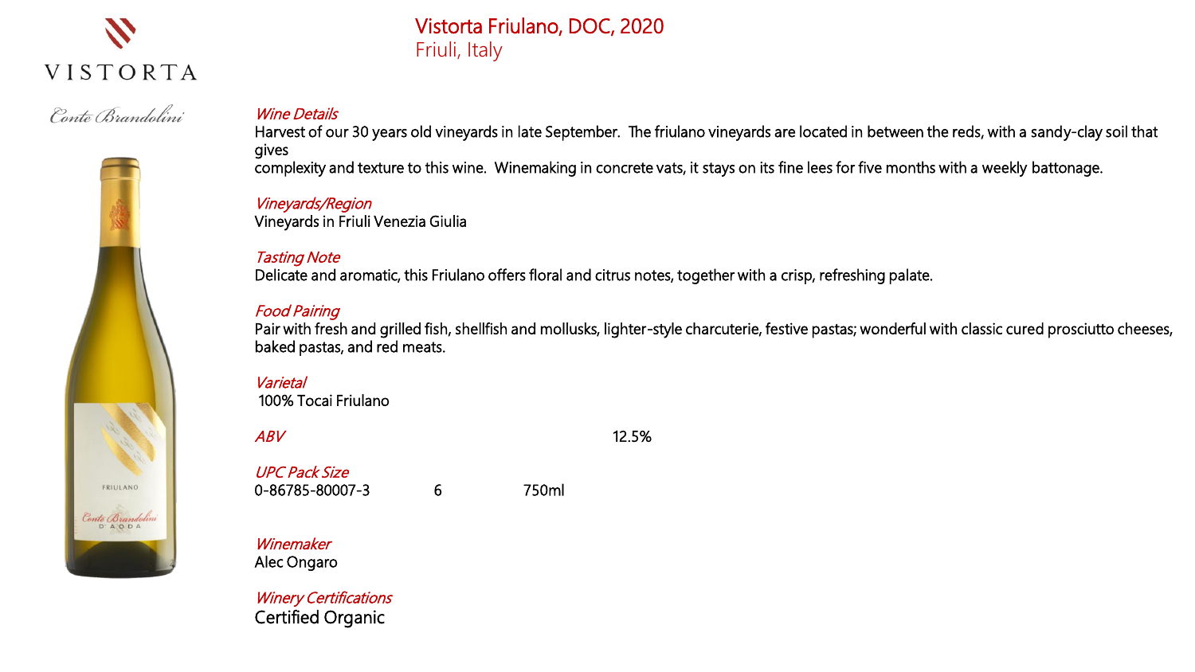VISTORTA

Conte Brandolini

# Vistorta Friulano, DOC, 2020

Friuli, Italy

*Wine Details*

Harvest of our 30 years old vineyards in late September. The friulano vineyards are located in between the reds, with a sandy-clay soil that gives
complexity and texture to this wine. Winemaking in concrete vats, it stays on its fine lees for five months with a weekly battonage.

*Vineyards/Region*

Vineyards in Friuli Venezia Giulia

*Tasting Note*

Delicate and aromatic, this Friulano offers floral and citrus notes, together with a crisp, refreshing palate.

*Food Pairing*

Pair with fresh and grilled fish, shellfish and mollusks, lighter-style charcuterie, festive pastas; wonderful with classic cured prosciutto cheeses, baked pastas, and red meats.

*Varietal*

100% Tocai Friulano

*ABV* 12.5%

*UPC Pack Size*

0-86785-80007-3 6 750ml

*Winemaker*

Alec Ongaro

*Winery Certifications*

Certified Organic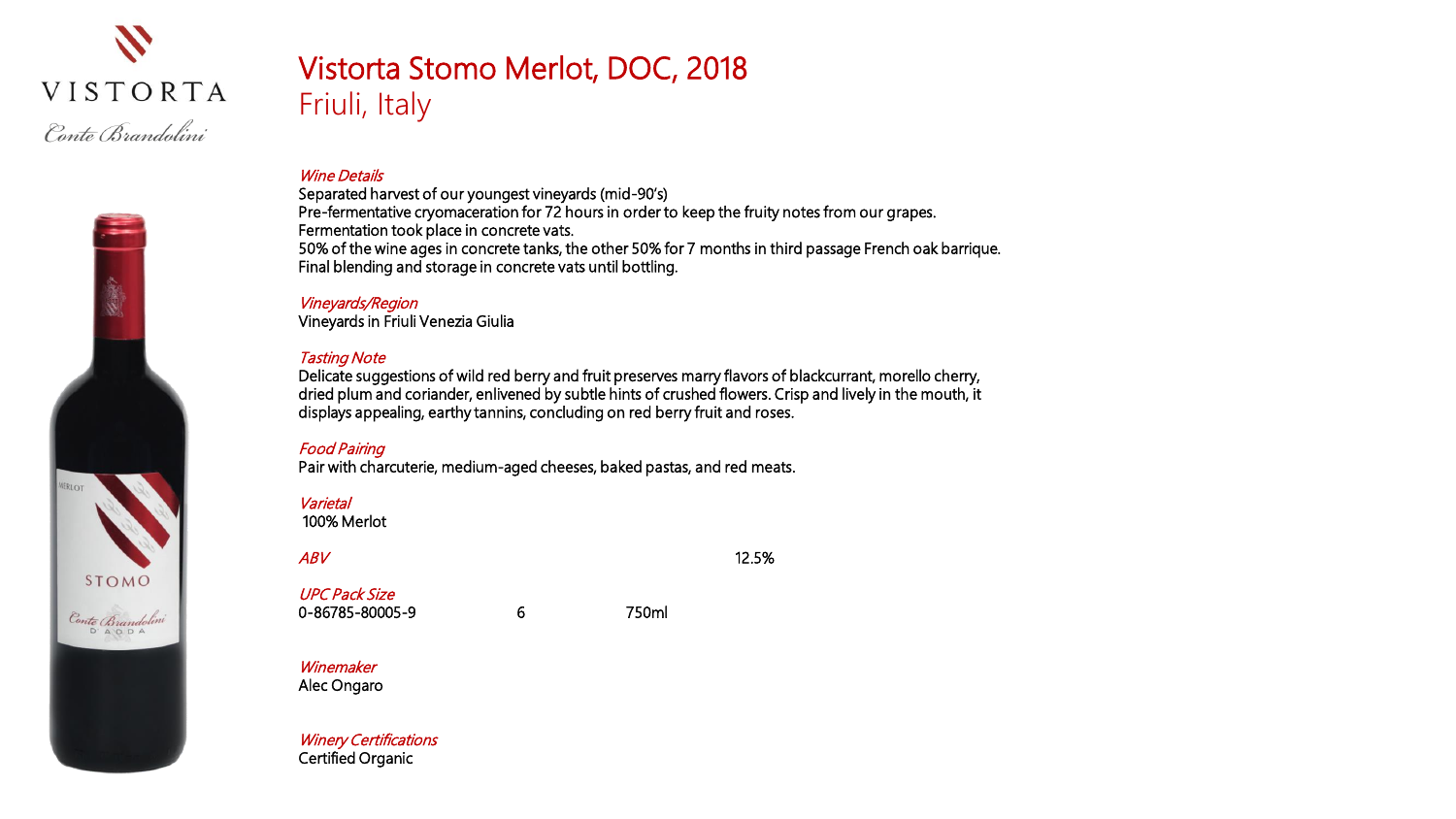VISTORTA

Conte Brandolini

# Vistorta Stomo Merlot, DOC, 2018

## Friuli, Italy

*Wine Details*

Separated harvest of our youngest vineyards (mid-90's)
Pre-fermentative cryomaceration for 72 hours in order to keep the fruity notes from our grapes.
Fermentation took place in concrete vats.
50% of the wine ages in concrete tanks, the other 50% for 7 months in third passage French oak barrique.
Final blending and storage in concrete vats until bottling.

*Vineyards/Region*

Vineyards in Friuli Venezia Giulia

*Tasting Note*

Delicate suggestions of wild red berry and fruit preserves marry flavors of blackcurrant, morello cherry, dried plum and coriander, enlivened by subtle hints of crushed flowers. Crisp and lively in the mouth, it displays appealing, earthy tannins, concluding on red berry fruit and roses.

*Food Pairing*

Pair with charcuterie, medium-aged cheeses, baked pastas, and red meats.

*Varietal*

100% Merlot

*ABV* 12.5%

*UPC Pack Size*

| UPC | Pack | Size |
| --- | --- | --- |
| 0-86785-80005-9 | 6 | 750ml |

*Winemaker*

Alec Ongaro

*Winery Certifications*

Certified Organic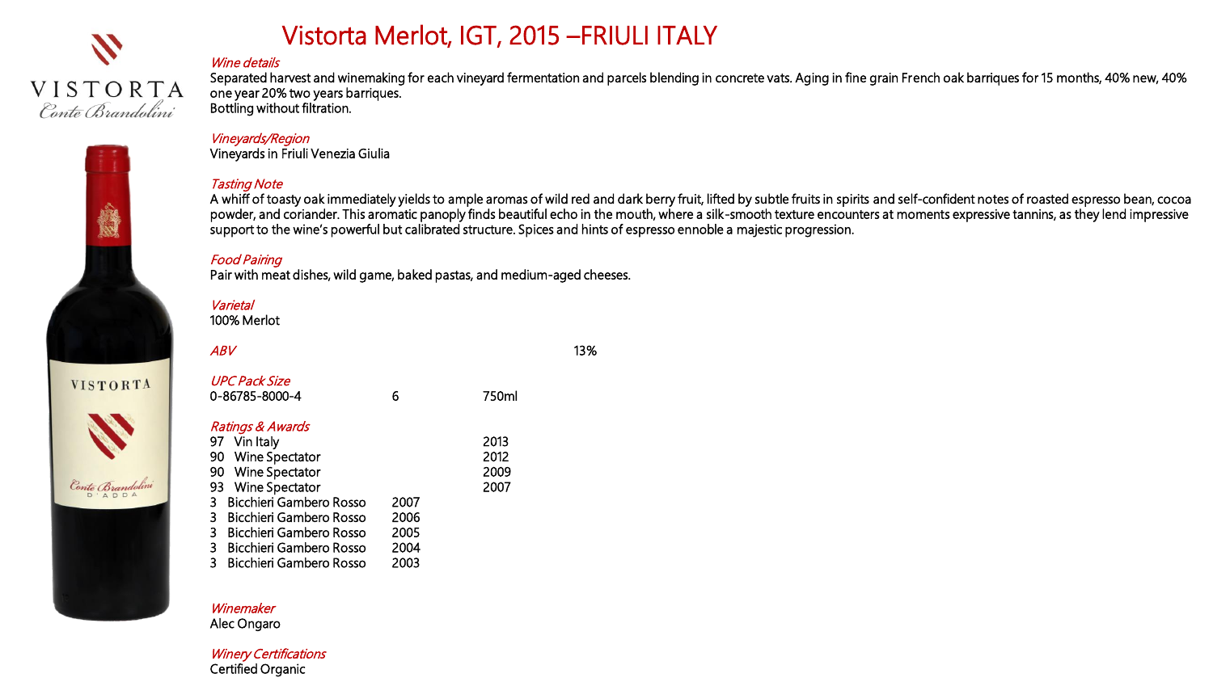# Vistorta Merlot, IGT, 2015 –FRIULI ITALY

VISTORTA
Conte Brandolini

*Wine details*

Separated harvest and winemaking for each vineyard fermentation and parcels blending in concrete vats. Aging in fine grain French oak barriques for 15 months, 40% new, 40% one year 20% two years barriques.
Bottling without filtration.

*Vineyards/Region*

Vineyards in Friuli Venezia Giulia

*Tasting Note*

A whiff of toasty oak immediately yields to ample aromas of wild red and dark berry fruit, lifted by subtle fruits in spirits and self-confident notes of roasted espresso bean, cocoa powder, and coriander. This aromatic panoply finds beautiful echo in the mouth, where a silk-smooth texture encounters at moments expressive tannins, as they lend impressive support to the wine's powerful but calibrated structure. Spices and hints of espresso ennoble a majestic progression.

*Food Pairing*

Pair with meat dishes, wild game, baked pastas, and medium-aged cheeses.

*Varietal*

100% Merlot

*ABV* 13%

*UPC Pack Size*

| UPC | Pack | Size |
|---|---|---|
| 0-86785-8000-4 | 6 | 750ml |

*Ratings & Awards*

| Rating | Source | Year |
|---|---|---|
| 97 | Vin Italy | 2013 |
| 90 | Wine Spectator | 2012 |
| 90 | Wine Spectator | 2009 |
| 93 | Wine Spectator | 2007 |
| 3 | Bicchieri Gambero Rosso | 2007 |
| 3 | Bicchieri Gambero Rosso | 2006 |
| 3 | Bicchieri Gambero Rosso | 2005 |
| 3 | Bicchieri Gambero Rosso | 2004 |
| 3 | Bicchieri Gambero Rosso | 2003 |

*Winemaker*

Alec Ongaro

*Winery Certifications*

Certified Organic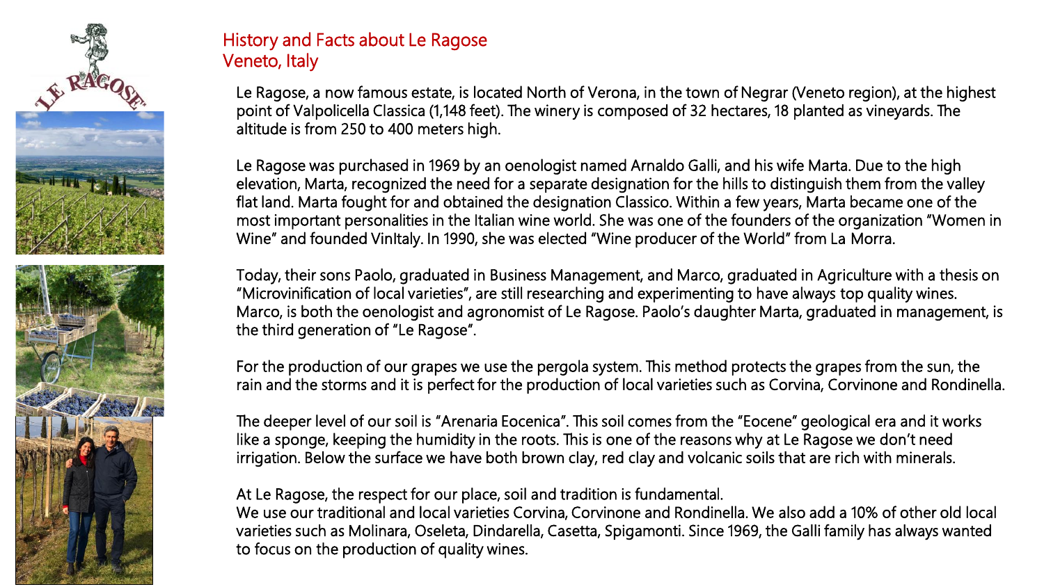# History and Facts about Le Ragose
## Veneto, Italy

Le Ragose, a now famous estate, is located North of Verona, in the town of Negrar (Veneto region), at the highest point of Valpolicella Classica (1,148 feet). The winery is composed of 32 hectares, 18 planted as vineyards. The altitude is from 250 to 400 meters high.

Le Ragose was purchased in 1969 by an oenologist named Arnaldo Galli, and his wife Marta. Due to the high elevation, Marta, recognized the need for a separate designation for the hills to distinguish them from the valley flat land. Marta fought for and obtained the designation Classico. Within a few years, Marta became one of the most important personalities in the Italian wine world. She was one of the founders of the organization "Women in Wine" and founded VinItaly. In 1990, she was elected "Wine producer of the World" from La Morra.

Today, their sons Paolo, graduated in Business Management, and Marco, graduated in Agriculture with a thesis on "Microvinification of local varieties", are still researching and experimenting to have always top quality wines. Marco, is both the oenologist and agronomist of Le Ragose. Paolo's daughter Marta, graduated in management, is the third generation of "Le Ragose".

For the production of our grapes we use the pergola system. This method protects the grapes from the sun, the rain and the storms and it is perfect for the production of local varieties such as Corvina, Corvinone and Rondinella.

The deeper level of our soil is "Arenaria Eocenica". This soil comes from the "Eocene" geological era and it works like a sponge, keeping the humidity in the roots. This is one of the reasons why at Le Ragose we don't need irrigation. Below the surface we have both brown clay, red clay and volcanic soils that are rich with minerals.

At Le Ragose, the respect for our place, soil and tradition is fundamental.
We use our traditional and local varieties Corvina, Corvinone and Rondinella. We also add a 10% of other old local varieties such as Molinara, Oseleta, Dindarella, Casetta, Spigamonti. Since 1969, the Galli family has always wanted to focus on the production of quality wines.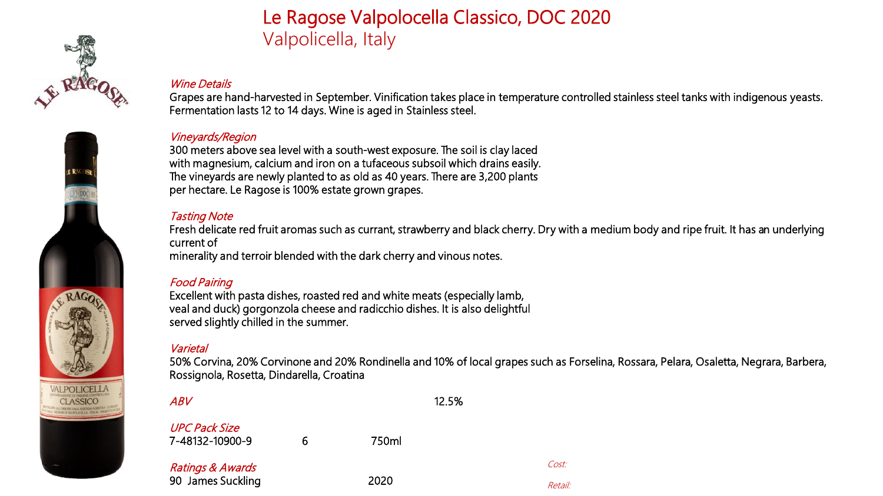# Le Ragose Valpolicella Classico, DOC 2020

## Valpolicella, Italy

*Wine Details*

Grapes are hand-harvested in September. Vinification takes place in temperature controlled stainless steel tanks with indigenous yeasts. Fermentation lasts 12 to 14 days. Wine is aged in Stainless steel.

*Vineyards/Region*

300 meters above sea level with a south-west exposure. The soil is clay laced with magnesium, calcium and iron on a tufaceous subsoil which drains easily. The vineyards are newly planted to as old as 40 years. There are 3,200 plants per hectare. Le Ragose is 100% estate grown grapes.

*Tasting Note*

Fresh delicate red fruit aromas such as currant, strawberry and black cherry. Dry with a medium body and ripe fruit. It has an underlying current of
minerality and terroir blended with the dark cherry and vinous notes.

*Food Pairing*

Excellent with pasta dishes, roasted red and white meats (especially lamb, veal and duck) gorgonzola cheese and radicchio dishes. It is also delightful served slightly chilled in the summer.

*Varietal*

50% Corvina, 20% Corvinone and 20% Rondinella and 10% of local grapes such as Forselina, Rossara, Pelara, Osaletta, Negrara, Barbera, Rossignola, Rosetta, Dindarella, Croatina

*ABV* 12.5%

*UPC Pack Size*

7-48132-10900-9 6 750ml

*Ratings & Awards*

90 James Suckling 2020

*Cost:*

*Retail:*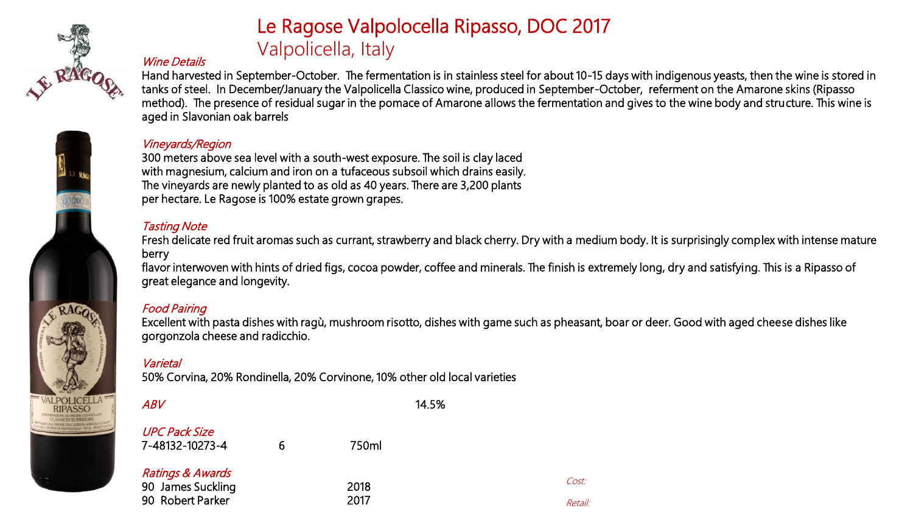# Le Ragose Valpolocella Ripasso, DOC 2017

## Valpolicella, Italy

*Wine Details*

Hand harvested in September-October. The fermentation is in stainless steel for about 10-15 days with indigenous yeasts, then the wine is stored in tanks of steel. In December/January the Valpolicella Classico wine, produced in September-October, referment on the Amarone skins (Ripasso method). The presence of residual sugar in the pomace of Amarone allows the fermentation and gives to the wine body and structure. This wine is aged in Slavonian oak barrels

*Vineyards/Region*

300 meters above sea level with a south-west exposure. The soil is clay laced with magnesium, calcium and iron on a tufaceous subsoil which drains easily. The vineyards are newly planted to as old as 40 years. There are 3,200 plants per hectare. Le Ragose is 100% estate grown grapes.

*Tasting Note*

Fresh delicate red fruit aromas such as currant, strawberry and black cherry. Dry with a medium body. It is surprisingly complex with intense mature berry
flavor interwoven with hints of dried figs, cocoa powder, coffee and minerals. The finish is extremely long, dry and satisfying. This is a Ripasso of great elegance and longevity.

*Food Pairing*

Excellent with pasta dishes with ragù, mushroom risotto, dishes with game such as pheasant, boar or deer. Good with aged cheese dishes like gorgonzola cheese and radicchio.

*Varietal*

50% Corvina, 20% Rondinella, 20% Corvinone, 10% other old local varieties

*ABV* 14.5%

*UPC Pack Size*

| 7-48132-10273-4 | 6 | 750ml |
|---|---|---|

*Ratings & Awards*

| 90 James Suckling | 2018 |
|---|---|
| 90 Robert Parker | 2017 |

*Cost:*

*Retail:*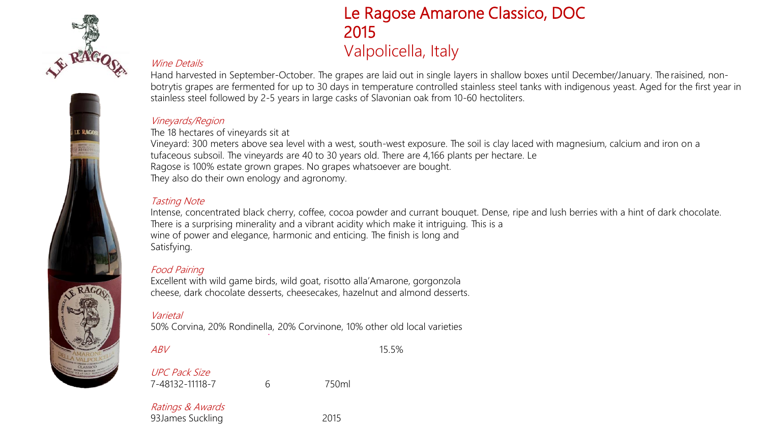# Le Ragose Amarone Classico, DOC 2015

## Valpolicella, Italy

*Wine Details*

Hand harvested in September-October. The grapes are laid out in single layers in shallow boxes until December/January. The raised, non-botrytis grapes are fermented for up to 30 days in temperature controlled stainless steel tanks with indigenous yeast. Aged for the first year in stainless steel followed by 2-5 years in large casks of Slavonian oak from 10-60 hectoliters.

*Vineyards/Region*

The 18 hectares of vineyards sit at
Vineyard: 300 meters above sea level with a west, south-west exposure. The soil is clay laced with magnesium, calcium and iron on a tufaceous subsoil. The vineyards are 40 to 30 years old. There are 4,166 plants per hectare. Le Ragose is 100% estate grown grapes. No grapes whatsoever are bought.
They also do their own enology and agronomy.

*Tasting Note*

Intense, concentrated black cherry, coffee, cocoa powder and currant bouquet. Dense, ripe and lush berries with a hint of dark chocolate. There is a surprising minerality and a vibrant acidity which make it intriguing. This is a wine of power and elegance, harmonic and enticing. The finish is long and Satisfying.

*Food Pairing*

Excellent with wild game birds, wild goat, risotto alla'Amarone, gorgonzola cheese, dark chocolate desserts, cheesecakes, hazelnut and almond desserts.

*Varietal*

50% Corvina, 20% Rondinella, 20% Corvinone, 10% other old local varieties

*ABV* 15.5%

*UPC Pack Size*

| | | |
|---|---|---|
| 7-48132-11118-7 | 6 | 750ml |

*Ratings & Awards*

| | |
|---|---|
| 93James Suckling | 2015 |